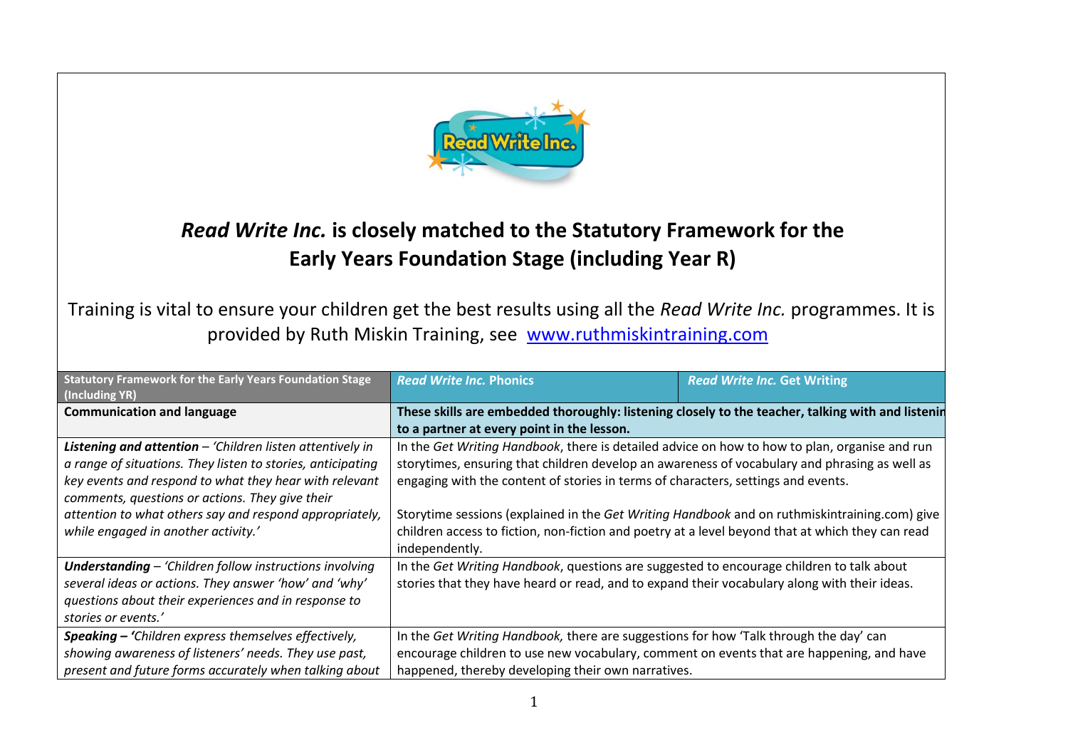# *Read Write Inc.* is closely matched to the Statutory Framework for the Early Years Foundation Stage (including Year R)

Training is vital to ensure your children get the best results using all the *Read Write Inc.* programmes. It is provided by Ruth Miskin Training, see [www.ruthmiskintraining.com](www.ruthmiskintraining.com)

| Statutory Framework for the Early Years Foundation Stage (Including YR) | *Read Write Inc.* Phonics | *Read Write Inc.* Get Writing |
|---|---|---|
| **Communication and language** | **These skills are embedded thoroughly: listening closely to the teacher, talking with and listening to a partner at every point in the lesson.** | |
| ***Listening and attention*** – *'Children listen attentively in a range of situations. They listen to stories, anticipating key events and respond to what they hear with relevant comments, questions or actions. They give their attention to what others say and respond appropriately, while engaged in another activity.'* | In the *Get Writing Handbook*, there is detailed advice on how to how to plan, organise and run storytimes, ensuring that children develop an awareness of vocabulary and phrasing as well as engaging with the content of stories in terms of characters, settings and events.<br><br>Storytime sessions (explained in the *Get Writing Handbook* and on ruthmiskintraining.com) give children access to fiction, non-fiction and poetry at a level beyond that at which they can read independently. | |
| ***Understanding*** – *'Children follow instructions involving several ideas or actions. They answer 'how' and 'why' questions about their experiences and in response to stories or events.'* | In the *Get Writing Handbook*, questions are suggested to encourage children to talk about stories that they have heard or read, and to expand their vocabulary along with their ideas. | |
| ***Speaking – 'Children express themselves effectively, showing awareness of listeners' needs. They use past, present and future forms accurately when talking about*** | In the *Get Writing Handbook,* there are suggestions for how 'Talk through the day' can encourage children to use new vocabulary, comment on events that are happening, and have happened, thereby developing their own narratives. | |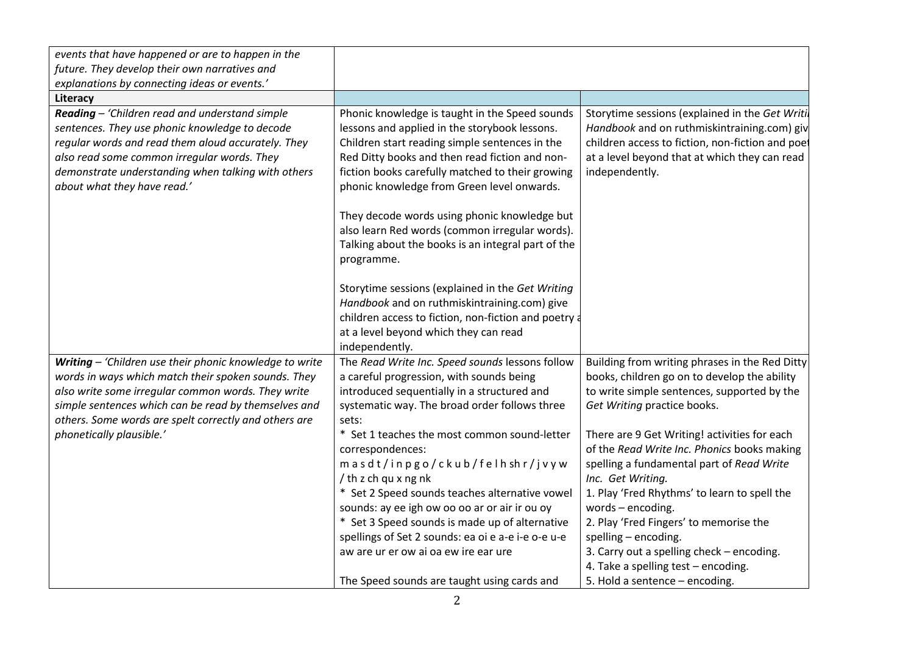| | | |
|---|---|---|
| *events that have happened or are to happen in the future. They develop their own narratives and explanations by connecting ideas or events.'* | | |
| **Literacy** | | |
| ***Reading*** *– 'Children read and understand simple sentences. They use phonic knowledge to decode regular words and read them aloud accurately. They also read some common irregular words. They demonstrate understanding when talking with others about what they have read.'* | Phonic knowledge is taught in the Speed sounds lessons and applied in the storybook lessons. Children start reading simple sentences in the Red Ditty books and then read fiction and non-fiction books carefully matched to their growing phonic knowledge from Green level onwards.<br><br>They decode words using phonic knowledge but also learn Red words (common irregular words). Talking about the books is an integral part of the programme.<br><br>Storytime sessions (explained in the *Get Writing Handbook* and on ruthmiskintraining.com) give children access to fiction, non-fiction and poetry a at a level beyond which they can read independently. | Storytime sessions (explained in the *Get Writi Handbook* and on ruthmiskintraining.com) giv children access to fiction, non-fiction and poet at a level beyond that at which they can read independently. |
| ***Writing*** *– 'Children use their phonic knowledge to write words in ways which match their spoken sounds. They also write some irregular common words. They write simple sentences which can be read by themselves and others. Some words are spelt correctly and others are phonetically plausible.'* | The *Read Write Inc. Speed sounds* lessons follow a careful progression, with sounds being introduced sequentially in a structured and systematic way. The broad order follows three sets:<br>* Set 1 teaches the most common sound-letter correspondences:<br>m a s d t / i n p g o / c k u b / f e l h sh r / j v y w / th z ch qu x ng nk<br>* Set 2 Speed sounds teaches alternative vowel sounds: ay ee igh ow oo oo ar or air ir ou oy<br>* Set 3 Speed sounds is made up of alternative spellings of Set 2 sounds: ea oi e a-e i-e o-e u-e aw are ur er ow ai oa ew ire ear ure<br><br>The Speed sounds are taught using cards and | Building from writing phrases in the Red Ditty books, children go on to develop the ability to write simple sentences, supported by the *Get Writing* practice books.<br><br>There are 9 Get Writing! activities for each of the *Read Write Inc. Phonics* books making spelling a fundamental part of *Read Write Inc. Get Writing.*<br>1. Play 'Fred Rhythms' to learn to spell the words – encoding.<br>2. Play 'Fred Fingers' to memorise the spelling – encoding.<br>3. Carry out a spelling check – encoding.<br>4. Take a spelling test – encoding.<br>5. Hold a sentence – encoding. |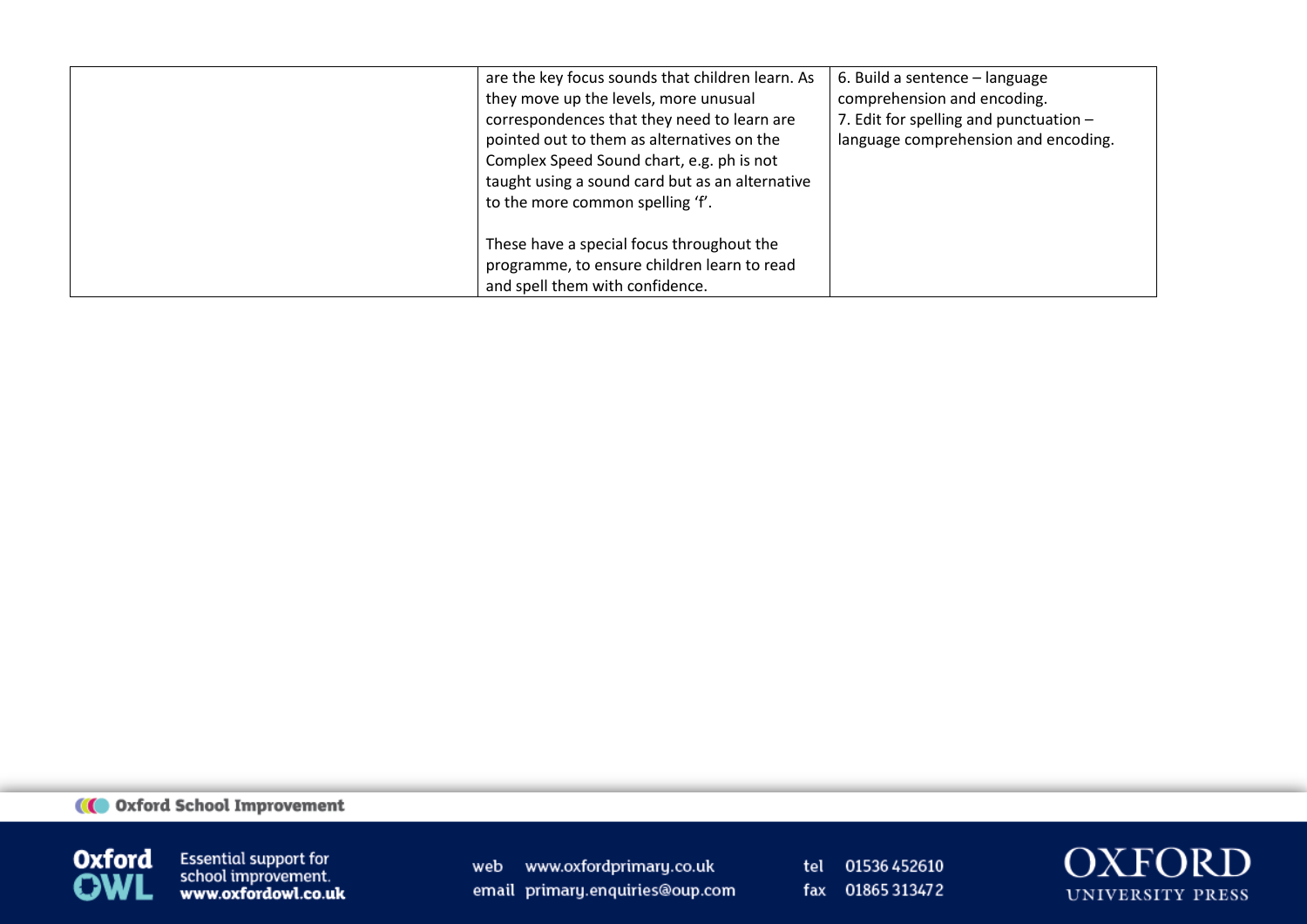| | | |
|---|---|---|
| | are the key focus sounds that children learn. As they move up the levels, more unusual correspondences that they need to learn are pointed out to them as alternatives on the Complex Speed Sound chart, e.g. ph is not taught using a sound card but as an alternative to the more common spelling 'f'.<br><br>These have a special focus throughout the programme, to ensure children learn to read and spell them with confidence. | 6. Build a sentence – language comprehension and encoding.<br>7. Edit for spelling and punctuation – language comprehension and encoding. |